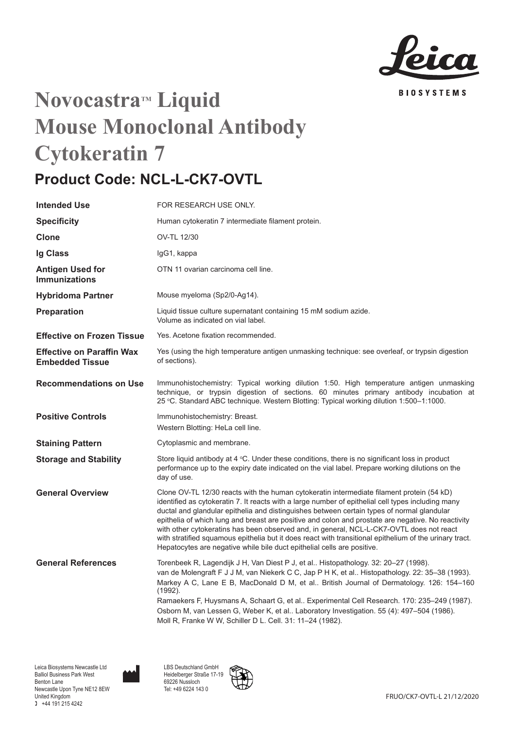# Novocastra™ Liquid Mouse Monoclonal Antibody Cytokeratin 7

## Product Code: NCL-L-CK7-OVTL

| | |
|---|---|
| **Intended Use** | FOR RESEARCH USE ONLY. |
| **Specificity** | Human cytokeratin 7 intermediate filament protein. |
| **Clone** | OV-TL 12/30 |
| **Ig Class** | IgG1, kappa |
| **Antigen Used for Immunizations** | OTN 11 ovarian carcinoma cell line. |
| **Hybridoma Partner** | Mouse myeloma (Sp2/0-Ag14). |
| **Preparation** | Liquid tissue culture supernatant containing 15 mM sodium azide. Volume as indicated on vial label. |
| **Effective on Frozen Tissue** | Yes. Acetone fixation recommended. |
| **Effective on Paraffin Wax Embedded Tissue** | Yes (using the high temperature antigen unmasking technique: see overleaf, or trypsin digestion of sections). |
| **Recommendations on Use** | Immunohistochemistry: Typical working dilution 1:50. High temperature antigen unmasking technique, or trypsin digestion of sections. 60 minutes primary antibody incubation at 25 °C. Standard ABC technique. Western Blotting: Typical working dilution 1:500–1:1000. |
| **Positive Controls** | Immunohistochemistry: Breast. Western Blotting: HeLa cell line. |
| **Staining Pattern** | Cytoplasmic and membrane. |
| **Storage and Stability** | Store liquid antibody at 4 °C. Under these conditions, there is no significant loss in product performance up to the expiry date indicated on the vial label. Prepare working dilutions on the day of use. |
| **General Overview** | Clone OV-TL 12/30 reacts with the human cytokeratin intermediate filament protein (54 kD) identified as cytokeratin 7. It reacts with a large number of epithelial cell types including many ductal and glandular epithelia and distinguishes between certain types of normal glandular epithelia of which lung and breast are positive and colon and prostate are negative. No reactivity with other cytokeratins has been observed and, in general, NCL-L-CK7-OVTL does not react with stratified squamous epithelia but it does react with transitional epithelium of the urinary tract. Hepatocytes are negative while bile duct epithelial cells are positive. |
| **General References** | Torenbeek R, Lagendijk J H, Van Diest P J, et al.. Histopathology. 32: 20–27 (1998).<br>van de Molengraft F J J M, van Niekerk C C, Jap P H K, et al.. Histopathology. 22: 35–38 (1993).<br>Markey A C, Lane E B, MacDonald D M, et al.. British Journal of Dermatology. 126: 154–160 (1992).<br>Ramaekers F, Huysmans A, Schaart G, et al.. Experimental Cell Research. 170: 235–249 (1987).<br>Osborn M, van Lessen G, Weber K, et al.. Laboratory Investigation. 55 (4): 497–504 (1986).<br>Moll R, Franke W W, Schiller D L. Cell. 31: 11–24 (1982). |

Leica Biosystems Newcastle Ltd
Balliol Business Park West
Benton Lane
Newcastle Upon Tyne NE12 8EW
United Kingdom
+44 191 215 4242

LBS Deutschland GmbH
Heidelberger Straße 17-19
69226 Nussloch
Tel: +49 6224 143 0

FRUO/CK7-OVTL-L 21/12/2020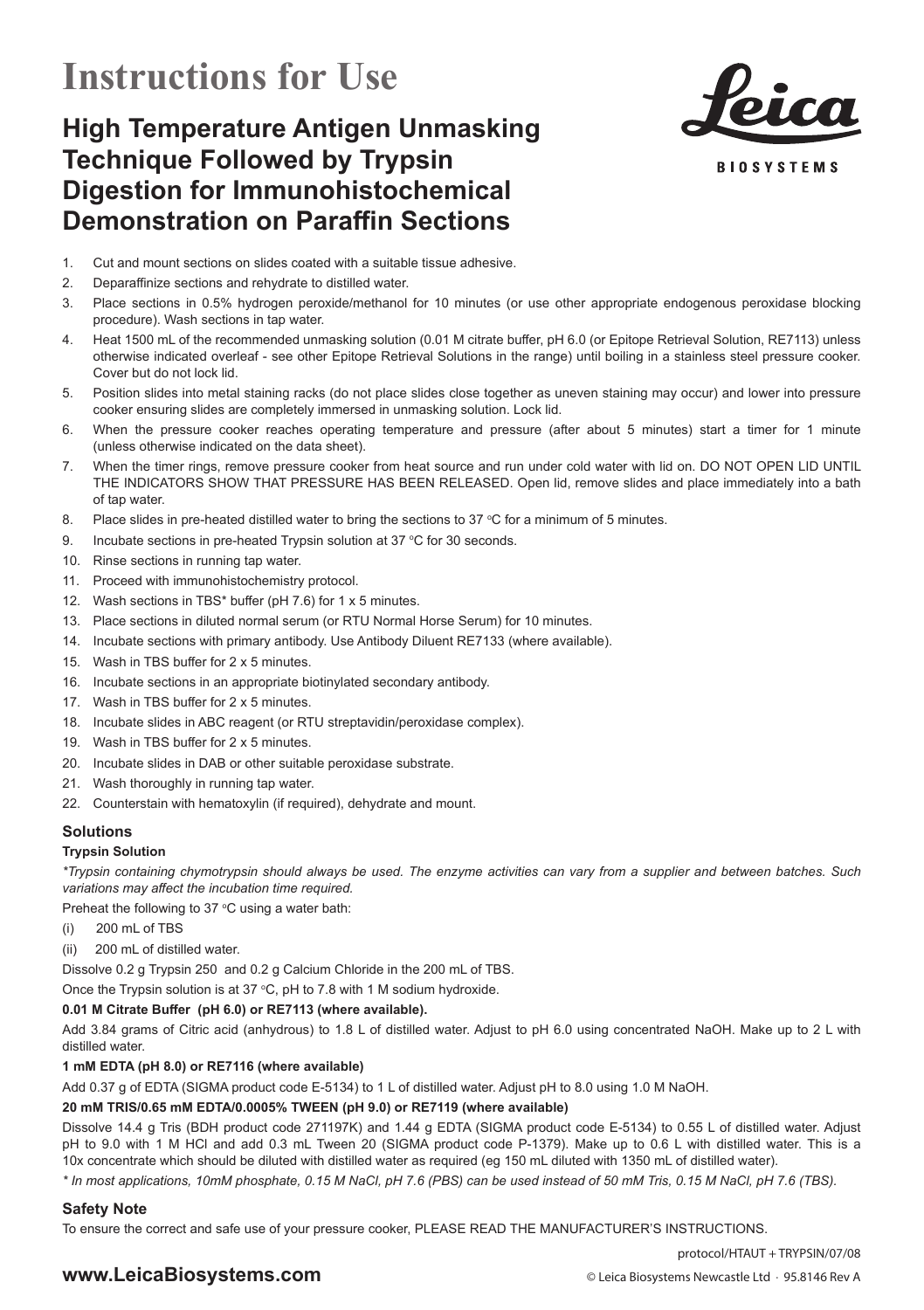# Instructions for Use

## High Temperature Antigen Unmasking Technique Followed by Trypsin Digestion for Immunohistochemical Demonstration on Paraffin Sections

1. Cut and mount sections on slides coated with a suitable tissue adhesive.
2. Deparaffinize sections and rehydrate to distilled water.
3. Place sections in 0.5% hydrogen peroxide/methanol for 10 minutes (or use other appropriate endogenous peroxidase blocking procedure). Wash sections in tap water.
4. Heat 1500 mL of the recommended unmasking solution (0.01 M citrate buffer, pH 6.0 (or Epitope Retrieval Solution, RE7113) unless otherwise indicated overleaf - see other Epitope Retrieval Solutions in the range) until boiling in a stainless steel pressure cooker. Cover but do not lock lid.
5. Position slides into metal staining racks (do not place slides close together as uneven staining may occur) and lower into pressure cooker ensuring slides are completely immersed in unmasking solution. Lock lid.
6. When the pressure cooker reaches operating temperature and pressure (after about 5 minutes) start a timer for 1 minute (unless otherwise indicated on the data sheet).
7. When the timer rings, remove pressure cooker from heat source and run under cold water with lid on. DO NOT OPEN LID UNTIL THE INDICATORS SHOW THAT PRESSURE HAS BEEN RELEASED. Open lid, remove slides and place immediately into a bath of tap water.
8. Place slides in pre-heated distilled water to bring the sections to 37 °C for a minimum of 5 minutes.
9. Incubate sections in pre-heated Trypsin solution at 37 °C for 30 seconds.
10. Rinse sections in running tap water.
11. Proceed with immunohistochemistry protocol.
12. Wash sections in TBS* buffer (pH 7.6) for 1 x 5 minutes.
13. Place sections in diluted normal serum (or RTU Normal Horse Serum) for 10 minutes.
14. Incubate sections with primary antibody. Use Antibody Diluent RE7133 (where available).
15. Wash in TBS buffer for 2 x 5 minutes.
16. Incubate sections in an appropriate biotinylated secondary antibody.
17. Wash in TBS buffer for 2 x 5 minutes.
18. Incubate slides in ABC reagent (or RTU streptavidin/peroxidase complex).
19. Wash in TBS buffer for 2 x 5 minutes.
20. Incubate slides in DAB or other suitable peroxidase substrate.
21. Wash thoroughly in running tap water.
22. Counterstain with hematoxylin (if required), dehydrate and mount.

### Solutions

#### Trypsin Solution

*\*Trypsin containing chymotrypsin should always be used. The enzyme activities can vary from a supplier and between batches. Such variations may affect the incubation time required.*

Preheat the following to 37 °C using a water bath:

(i) 200 mL of TBS

(ii) 200 mL of distilled water.

Dissolve 0.2 g Trypsin 250 and 0.2 g Calcium Chloride in the 200 mL of TBS.

Once the Trypsin solution is at 37 °C, pH to 7.8 with 1 M sodium hydroxide.

#### 0.01 M Citrate Buffer (pH 6.0) or RE7113 (where available).

Add 3.84 grams of Citric acid (anhydrous) to 1.8 L of distilled water. Adjust to pH 6.0 using concentrated NaOH. Make up to 2 L with distilled water.

#### 1 mM EDTA (pH 8.0) or RE7116 (where available)

Add 0.37 g of EDTA (SIGMA product code E-5134) to 1 L of distilled water. Adjust pH to 8.0 using 1.0 M NaOH.

#### 20 mM TRIS/0.65 mM EDTA/0.0005% TWEEN (pH 9.0) or RE7119 (where available)

Dissolve 14.4 g Tris (BDH product code 271197K) and 1.44 g EDTA (SIGMA product code E-5134) to 0.55 L of distilled water. Adjust pH to 9.0 with 1 M HCl and add 0.3 mL Tween 20 (SIGMA product code P-1379). Make up to 0.6 L with distilled water. This is a 10x concentrate which should be diluted with distilled water as required (eg 150 mL diluted with 1350 mL of distilled water).

*\* In most applications, 10mM phosphate, 0.15 M NaCl, pH 7.6 (PBS) can be used instead of 50 mM Tris, 0.15 M NaCl, pH 7.6 (TBS).*

### Safety Note

To ensure the correct and safe use of your pressure cooker, PLEASE READ THE MANUFACTURER'S INSTRUCTIONS.

protocol/HTAUT + TRYPSIN/07/08

**www.LeicaBiosystems.com**

© Leica Biosystems Newcastle Ltd · 95.8146 Rev A